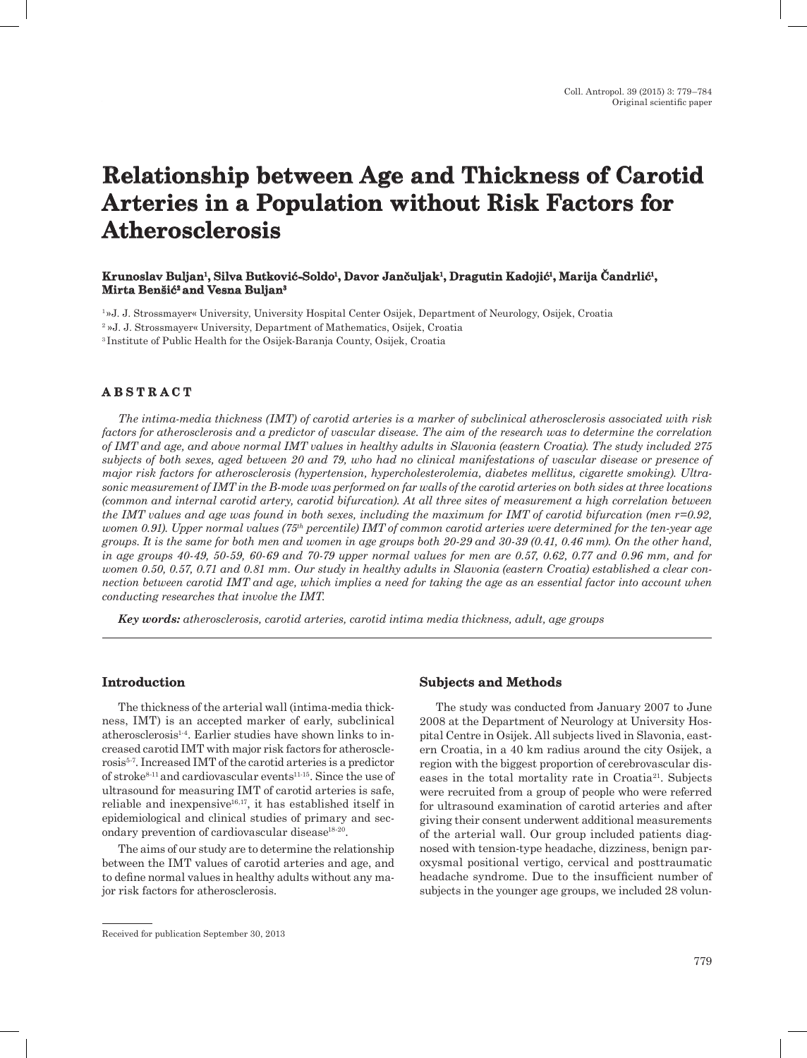# Relationship between Age and Thickness of Carotid Arteries in a Population without Risk Factors for Atherosclerosis

**Krunoslav Buljan[1], Silva Butković-Soldo[1], Davor Jančuljak[1], Dragutin Kadojić[1], Marija Čandrlić[1], Mirta Benšić[2] and Vesna Buljan[3]**

[1] »J. J. Strossmayer« University, University Hospital Center Osijek, Department of Neurology, Osijek, Croatia

[2] »J. J. Strossmayer« University, Department of Mathematics, Osijek, Croatia

[3] Institute of Public Health for the Osijek-Baranja County, Osijek, Croatia

## ABSTRACT

*The intima-media thickness (IMT) of carotid arteries is a marker of subclinical atherosclerosis associated with risk factors for atherosclerosis and a predictor of vascular disease. The aim of the research was to determine the correlation of IMT and age, and above normal IMT values in healthy adults in Slavonia (eastern Croatia). The study included 275 subjects of both sexes, aged between 20 and 79, who had no clinical manifestations of vascular disease or presence of major risk factors for atherosclerosis (hypertension, hypercholesterolemia, diabetes mellitus, cigarette smoking). Ultrasonic measurement of IMT in the B-mode was performed on far walls of the carotid arteries on both sides at three locations (common and internal carotid artery, carotid bifurcation). At all three sites of measurement a high correlation between the IMT values and age was found in both sexes, including the maximum for IMT of carotid bifurcation (men r=0.92, women 0.91). Upper normal values (75th percentile) IMT of common carotid arteries were determined for the ten-year age groups. It is the same for both men and women in age groups both 20-29 and 30-39 (0.41, 0.46 mm). On the other hand, in age groups 40-49, 50-59, 60-69 and 70-79 upper normal values for men are 0.57, 0.62, 0.77 and 0.96 mm, and for women 0.50, 0.57, 0.71 and 0.81 mm. Our study in healthy adults in Slavonia (eastern Croatia) established a clear connection between carotid IMT and age, which implies a need for taking the age as an essential factor into account when conducting researches that involve the IMT.*

***Key words:*** *atherosclerosis, carotid arteries, carotid intima media thickness, adult, age groups*

## Introduction

The thickness of the arterial wall (intima-media thickness, IMT) is an accepted marker of early, subclinical atherosclerosis[1-4]. Earlier studies have shown links to increased carotid IMT with major risk factors for atherosclerosis[5-7]. Increased IMT of the carotid arteries is a predictor of stroke[8-11] and cardiovascular events[11-15]. Since the use of ultrasound for measuring IMT of carotid arteries is safe, reliable and inexpensive[16,17], it has established itself in epidemiological and clinical studies of primary and secondary prevention of cardiovascular disease[18-20].

The aims of our study are to determine the relationship between the IMT values of carotid arteries and age, and to define normal values in healthy adults without any major risk factors for atherosclerosis.

## Subjects and Methods

The study was conducted from January 2007 to June 2008 at the Department of Neurology at University Hospital Centre in Osijek. All subjects lived in Slavonia, eastern Croatia, in a 40 km radius around the city Osijek, a region with the biggest proportion of cerebrovascular diseases in the total mortality rate in Croatia[21]. Subjects were recruited from a group of people who were referred for ultrasound examination of carotid arteries and after giving their consent underwent additional measurements of the arterial wall. Our group included patients diagnosed with tension-type headache, dizziness, benign paroxysmal positional vertigo, cervical and posttraumatic headache syndrome. Due to the insufficient number of subjects in the younger age groups, we included 28 volun-

Received for publication September 30, 2013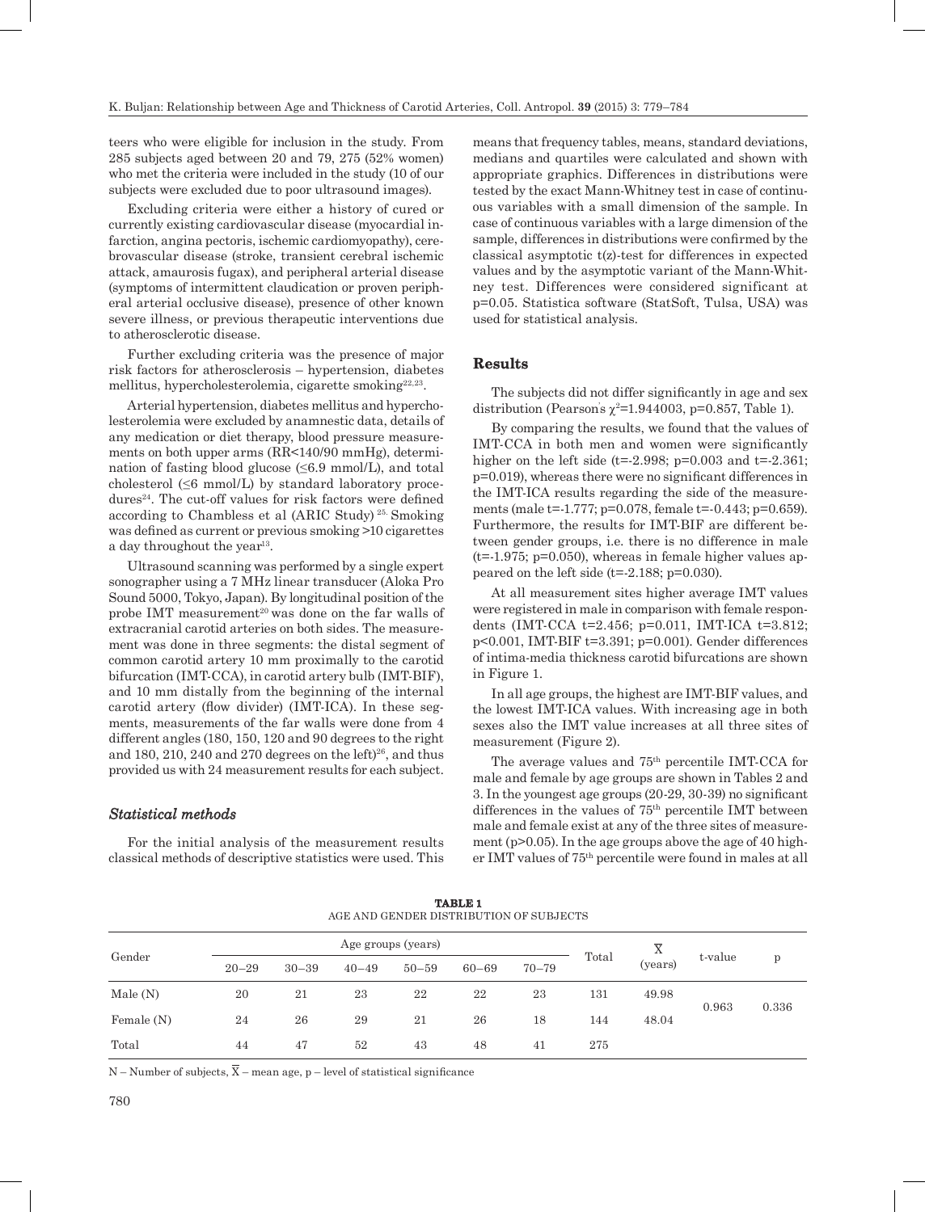teers who were eligible for inclusion in the study. From 285 subjects aged between 20 and 79, 275 (52% women) who met the criteria were included in the study (10 of our subjects were excluded due to poor ultrasound images).

Excluding criteria were either a history of cured or currently existing cardiovascular disease (myocardial infarction, angina pectoris, ischemic cardiomyopathy), cerebrovascular disease (stroke, transient cerebral ischemic attack, amaurosis fugax), and peripheral arterial disease (symptoms of intermittent claudication or proven peripheral arterial occlusive disease), presence of other known severe illness, or previous therapeutic interventions due to atherosclerotic disease.

Further excluding criteria was the presence of major risk factors for atherosclerosis – hypertension, diabetes mellitus, hypercholesterolemia, cigarette smoking[22,23].

Arterial hypertension, diabetes mellitus and hypercholesterolemia were excluded by anamnestic data, details of any medication or diet therapy, blood pressure measurements on both upper arms (RR<140/90 mmHg), determination of fasting blood glucose (≤6.9 mmol/L), and total cholesterol (≤6 mmol/L) by standard laboratory procedures[24]. The cut-off values for risk factors were defined according to Chambless et al (ARIC Study)[25]. Smoking was defined as current or previous smoking >10 cigarettes a day throughout the year[13].

Ultrasound scanning was performed by a single expert sonographer using a 7 MHz linear transducer (Aloka Pro Sound 5000, Tokyo, Japan). By longitudinal position of the probe IMT measurement[20] was done on the far walls of extracranial carotid arteries on both sides. The measurement was done in three segments: the distal segment of common carotid artery 10 mm proximally to the carotid bifurcation (IMT-CCA), in carotid artery bulb (IMT-BIF), and 10 mm distally from the beginning of the internal carotid artery (flow divider) (IMT-ICA). In these segments, measurements of the far walls were done from 4 different angles (180, 150, 120 and 90 degrees to the right and 180, 210, 240 and 270 degrees on the left)[26], and thus provided us with 24 measurement results for each subject.

### *Statistical methods*

For the initial analysis of the measurement results classical methods of descriptive statistics were used. This means that frequency tables, means, standard deviations, medians and quartiles were calculated and shown with appropriate graphics. Differences in distributions were tested by the exact Mann-Whitney test in case of continuous variables with a small dimension of the sample. In case of continuous variables with a large dimension of the sample, differences in distributions were confirmed by the classical asymptotic t(z)-test for differences in expected values and by the asymptotic variant of the Mann-Whitney test. Differences were considered significant at p=0.05. Statistica software (StatSoft, Tulsa, USA) was used for statistical analysis.

## Results

The subjects did not differ significantly in age and sex distribution (Pearson's $\chi^2$=1.944003, p=0.857, Table 1).

By comparing the results, we found that the values of IMT-CCA in both men and women were significantly higher on the left side (t=-2.998; p=0.003 and t=-2.361; p=0.019), whereas there were no significant differences in the IMT-ICA results regarding the side of the measurements (male t=-1.777; p=0.078, female t=-0.443; p=0.659). Furthermore, the results for IMT-BIF are different between gender groups, i.e. there is no difference in male (t=-1.975; p=0.050), whereas in female higher values appeared on the left side (t=-2.188; p=0.030).

At all measurement sites higher average IMT values were registered in male in comparison with female respondents (IMT-CCA t=2.456; p=0.011, IMT-ICA t=3.812; p<0.001, IMT-BIF t=3.391; p=0.001). Gender differences of intima-media thickness carotid bifurcations are shown in Figure 1.

In all age groups, the highest are IMT-BIF values, and the lowest IMT-ICA values. With increasing age in both sexes also the IMT value increases at all three sites of measurement (Figure 2).

The average values and 75[th] percentile IMT-CCA for male and female by age groups are shown in Tables 2 and 3. In the youngest age groups (20-29, 30-39) no significant differences in the values of 75[th] percentile IMT between male and female exist at any of the three sites of measurement (p>0.05). In the age groups above the age of 40 higher IMT values of 75[th] percentile were found in males at all

**TABLE 1**
AGE AND GENDER DISTRIBUTION OF SUBJECTS

| Gender | Age groups (years) | | | | | | Total | $\overline{X}$ (years) | t-value | p |
|---|---|---|---|---|---|---|---|---|---|---|
| | 20–29 | 30–39 | 40–49 | 50–59 | 60–69 | 70–79 | | | | |
| Male (N) | 20 | 21 | 23 | 22 | 22 | 23 | 131 | 49.98 | 0.963 | 0.336 |
| Female (N) | 24 | 26 | 29 | 21 | 26 | 18 | 144 | 48.04 | | |
| Total | 44 | 47 | 52 | 43 | 48 | 41 | 275 | | | |

N – Number of subjects, $\overline{X}$ – mean age, p – level of statistical significance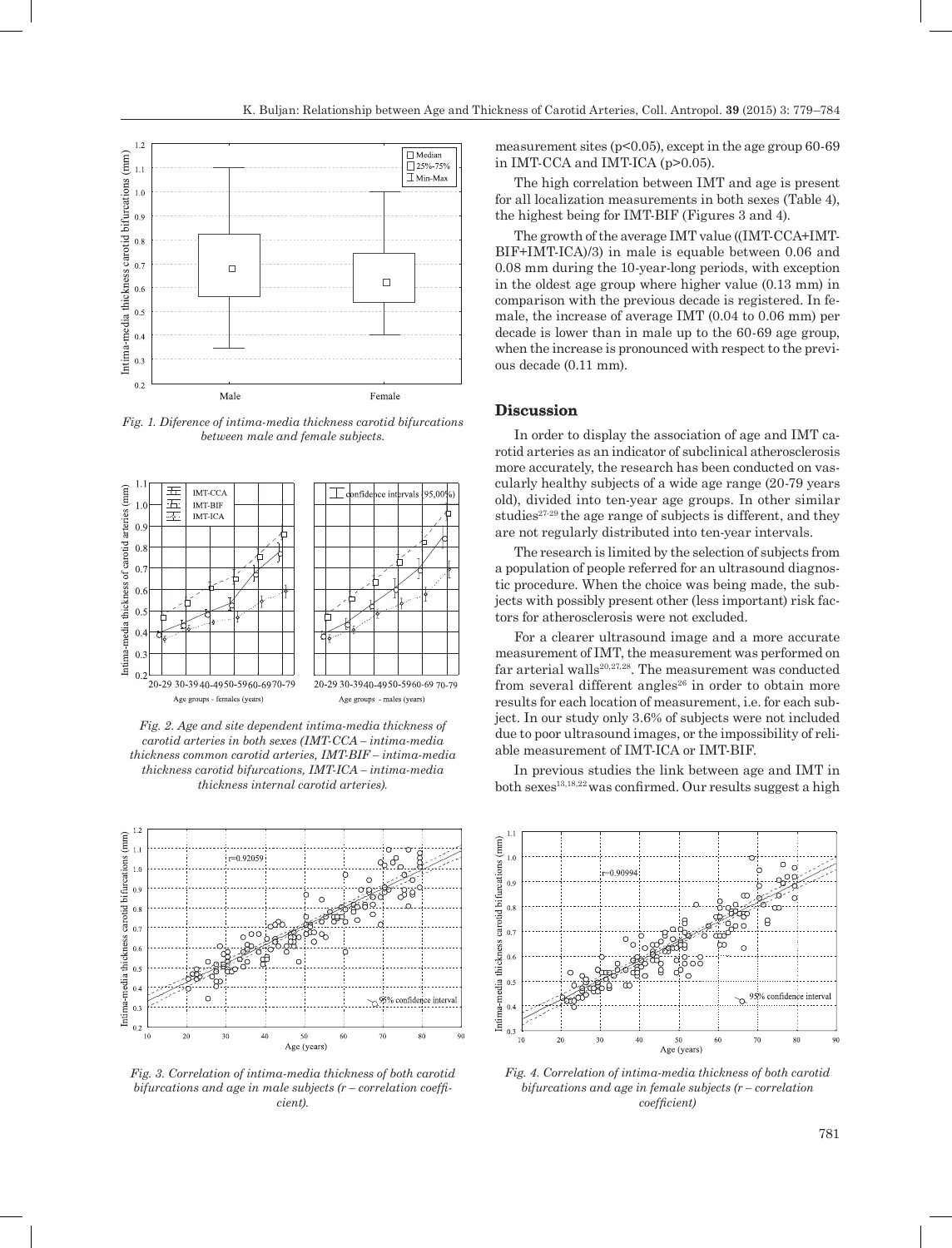*Fig. 1. Diference of intima-media thickness carotid bifurcations between male and female subjects.*

*Fig. 2. Age and site dependent intima-media thickness of carotid arteries in both sexes (IMT-CCA – intima-media thickness common carotid arteries, IMT-BIF – intima-media thickness carotid bifurcations, IMT-ICA – intima-media thickness internal carotid arteries).*

*Fig. 3. Correlation of intima-media thickness of both carotid bifurcations and age in male subjects (r – correlation coefficient).*

*Fig. 4. Correlation of intima-media thickness of both carotid bifurcations and age in female subjects (r – correlation coefficient)*

measurement sites ($p<0.05$), except in the age group 60-69 in IMT-CCA and IMT-ICA ($p>0.05$).

The high correlation between IMT and age is present for all localization measurements in both sexes (Table 4), the highest being for IMT-BIF (Figures 3 and 4).

The growth of the average IMT value ((IMT-CCA+IMT-BIF+IMT-ICA)/3) in male is equable between 0.06 and 0.08 mm during the 10-year-long periods, with exception in the oldest age group where higher value (0.13 mm) in comparison with the previous decade is registered. In female, the increase of average IMT (0.04 to 0.06 mm) per decade is lower than in male up to the 60-69 age group, when the increase is pronounced with respect to the previous decade (0.11 mm).

## Discussion

In order to display the association of age and IMT carotid arteries as an indicator of subclinical atherosclerosis more accurately, the research has been conducted on vascularly healthy subjects of a wide age range (20-79 years old), divided into ten-year age groups. In other similar studies[27-29] the age range of subjects is different, and they are not regularly distributed into ten-year intervals.

The research is limited by the selection of subjects from a population of people referred for an ultrasound diagnostic procedure. When the choice was being made, the subjects with possibly present other (less important) risk factors for atherosclerosis were not excluded.

For a clearer ultrasound image and a more accurate measurement of IMT, the measurement was performed on far arterial walls[20,27,28]. The measurement was conducted from several different angles[26] in order to obtain more results for each location of measurement, i.e. for each subject. In our study only 3.6% of subjects were not included due to poor ultrasound images, or the impossibility of reliable measurement of IMT-ICA or IMT-BIF.

In previous studies the link between age and IMT in both sexes[13,18,22] was confirmed. Our results suggest a high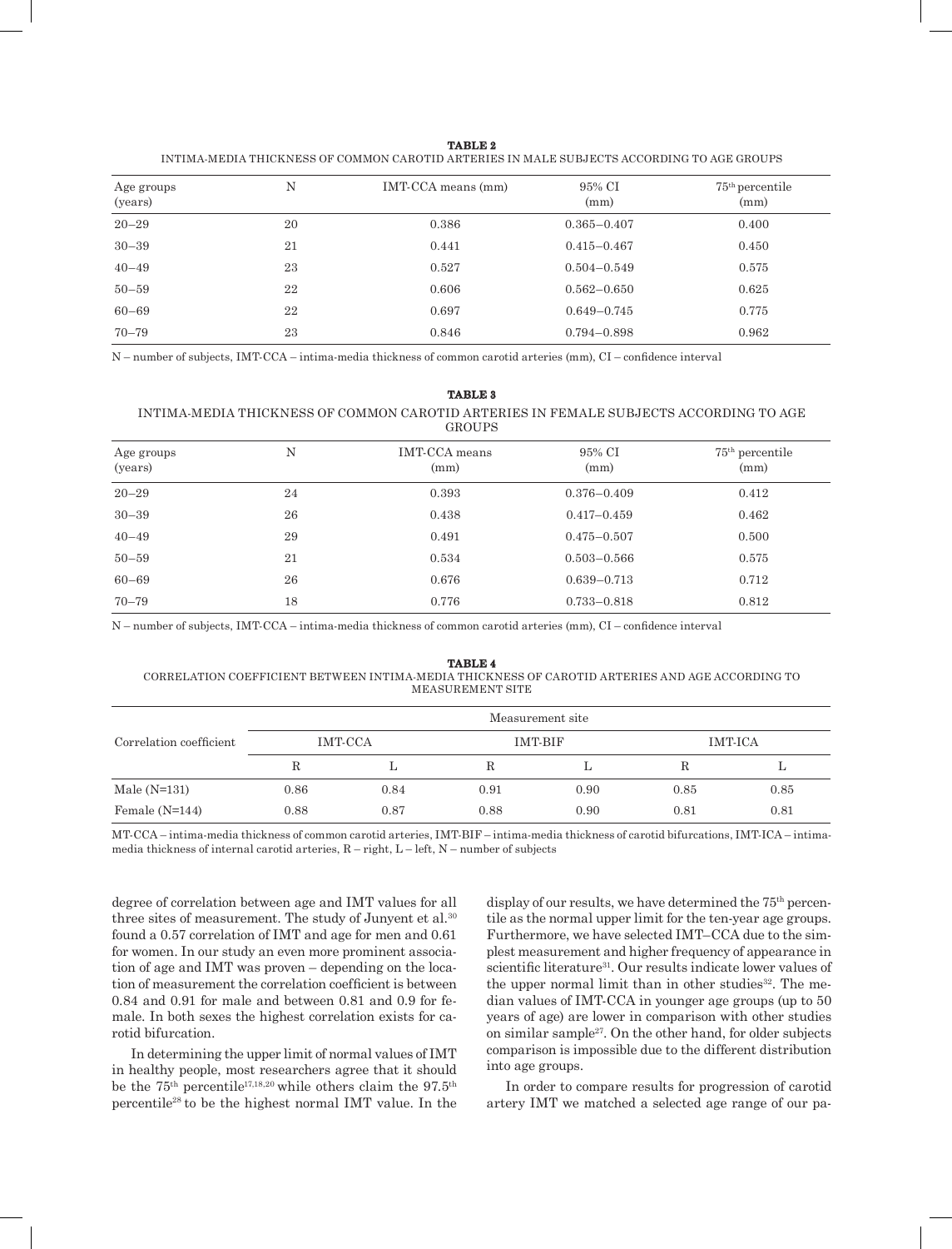**TABLE 2**
INTIMA-MEDIA THICKNESS OF COMMON CAROTID ARTERIES IN MALE SUBJECTS ACCORDING TO AGE GROUPS

| Age groups (years) | N | IMT-CCA means (mm) | 95% CI (mm) | 75th percentile (mm) |
|---|---|---|---|---|
| 20–29 | 20 | 0.386 | 0.365–0.407 | 0.400 |
| 30–39 | 21 | 0.441 | 0.415–0.467 | 0.450 |
| 40–49 | 23 | 0.527 | 0.504–0.549 | 0.575 |
| 50–59 | 22 | 0.606 | 0.562–0.650 | 0.625 |
| 60–69 | 22 | 0.697 | 0.649–0.745 | 0.775 |
| 70–79 | 23 | 0.846 | 0.794–0.898 | 0.962 |

N – number of subjects, IMT-CCA – intima-media thickness of common carotid arteries (mm), CI – confidence interval

**TABLE 3**
INTIMA-MEDIA THICKNESS OF COMMON CAROTID ARTERIES IN FEMALE SUBJECTS ACCORDING TO AGE GROUPS

| Age groups (years) | N | IMT-CCA means (mm) | 95% CI (mm) | 75th percentile (mm) |
|---|---|---|---|---|
| 20–29 | 24 | 0.393 | 0.376–0.409 | 0.412 |
| 30–39 | 26 | 0.438 | 0.417–0.459 | 0.462 |
| 40–49 | 29 | 0.491 | 0.475–0.507 | 0.500 |
| 50–59 | 21 | 0.534 | 0.503–0.566 | 0.575 |
| 60–69 | 26 | 0.676 | 0.639–0.713 | 0.712 |
| 70–79 | 18 | 0.776 | 0.733–0.818 | 0.812 |

N – number of subjects, IMT-CCA – intima-media thickness of common carotid arteries (mm), CI – confidence interval

**TABLE 4**
CORRELATION COEFFICIENT BETWEEN INTIMA-MEDIA THICKNESS OF CAROTID ARTERIES AND AGE ACCORDING TO MEASUREMENT SITE

| Correlation coefficient | Measurement site | | | | | |
|---|---|---|---|---|---|---|
| | IMT-CCA | | IMT-BIF | | IMT-ICA | |
| | R | L | R | L | R | L |
| Male (N=131) | 0.86 | 0.84 | 0.91 | 0.90 | 0.85 | 0.85 |
| Female (N=144) | 0.88 | 0.87 | 0.88 | 0.90 | 0.81 | 0.81 |

MT-CCA – intima-media thickness of common carotid arteries, IMT-BIF – intima-media thickness of carotid bifurcations, IMT-ICA – intima-media thickness of internal carotid arteries, R – right, L – left, N – number of subjects

degree of correlation between age and IMT values for all three sites of measurement. The study of Junyent et al.[30] found a 0.57 correlation of IMT and age for men and 0.61 for women. In our study an even more prominent association of age and IMT was proven – depending on the location of measurement the correlation coefficient is between 0.84 and 0.91 for male and between 0.81 and 0.9 for female. In both sexes the highest correlation exists for carotid bifurcation.

In determining the upper limit of normal values of IMT in healthy people, most researchers agree that it should be the 75th percentile[17,18,20] while others claim the 97.5th percentile[28] to be the highest normal IMT value. In the display of our results, we have determined the 75th percentile as the normal upper limit for the ten-year age groups. Furthermore, we have selected IMT–CCA due to the simplest measurement and higher frequency of appearance in scientific literature[31]. Our results indicate lower values of the upper normal limit than in other studies[32]. The median values of IMT-CCA in younger age groups (up to 50 years of age) are lower in comparison with other studies on similar sample[27]. On the other hand, for older subjects comparison is impossible due to the different distribution into age groups.

In order to compare results for progression of carotid artery IMT we matched a selected age range of our pa-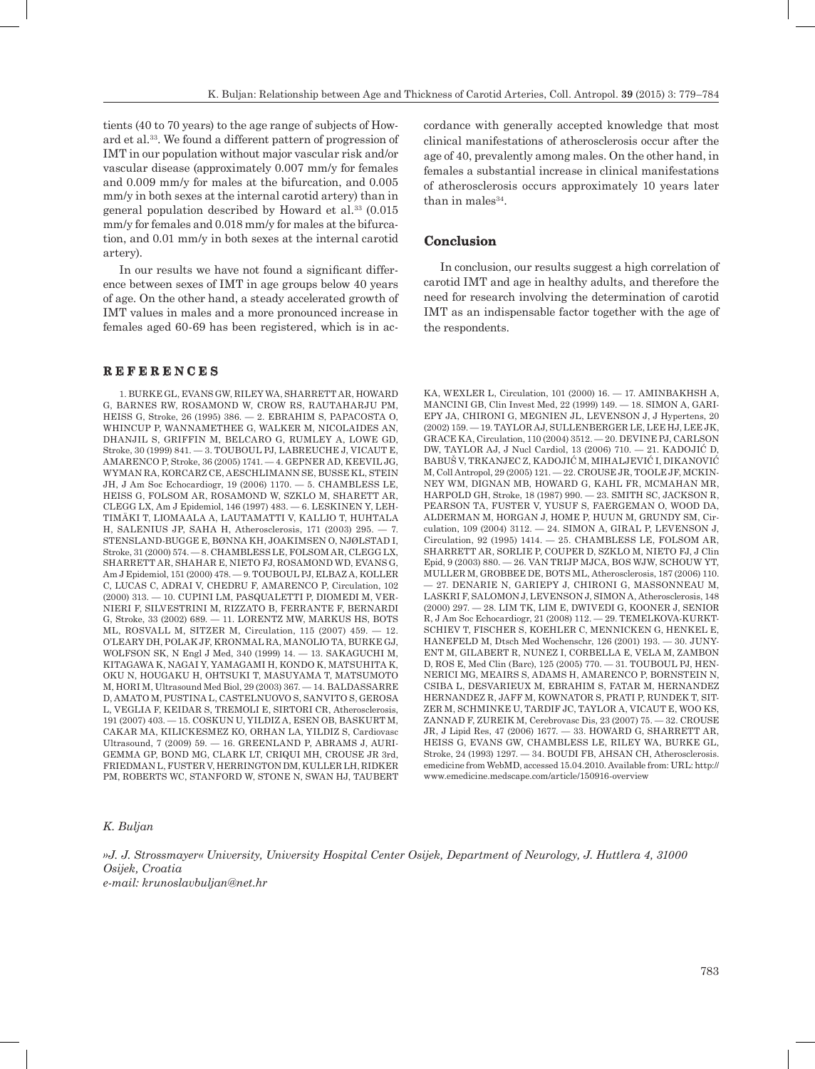tients (40 to 70 years) to the age range of subjects of Howard et al.[33]. We found a different pattern of progression of IMT in our population without major vascular risk and/or vascular disease (approximately 0.007 mm/y for females and 0.009 mm/y for males at the bifurcation, and 0.005 mm/y in both sexes at the internal carotid artery) than in general population described by Howard et al.[33] (0.015 mm/y for females and 0.018 mm/y for males at the bifurcation, and 0.01 mm/y in both sexes at the internal carotid artery).

In our results we have not found a significant difference between sexes of IMT in age groups below 40 years of age. On the other hand, a steady accelerated growth of IMT values in males and a more pronounced increase in females aged 60-69 has been registered, which is in accordance with generally accepted knowledge that most clinical manifestations of atherosclerosis occur after the age of 40, prevalently among males. On the other hand, in females a substantial increase in clinical manifestations of atherosclerosis occurs approximately 10 years later than in males[34].

## Conclusion

In conclusion, our results suggest a high correlation of carotid IMT and age in healthy adults, and therefore the need for research involving the determination of carotid IMT as an indispensable factor together with the age of the respondents.

## REFERENCES

1. BURKE GL, EVANS GW, RILEY WA, SHARRETT AR, HOWARD G, BARNES RW, ROSAMOND W, CROW RS, RAUTAHARJU PM, HEISS G, Stroke, 26 (1995) 386. — 2. EBRAHIM S, PAPACOSTA O, WHINCUP P, WANNAMETHEE G, WALKER M, NICOLAIDES AN, DHANJIL S, GRIFFIN M, BELCARO G, RUMLEY A, LOWE GD, Stroke, 30 (1999) 841. — 3. TOUBOUL PJ, LABREUCHE J, VICAUT E, AMARENCO P, Stroke, 36 (2005) 1741. — 4. GEPNER AD, KEEVIL JG, WYMAN RA, KORCARZ CE, AESCHLIMANN SE, BUSSE KL, STEIN JH, J Am Soc Echocardiogr, 19 (2006) 1170. — 5. CHAMBLESS LE, HEISS G, FOLSOM AR, ROSAMOND W, SZKLO M, SHARETT AR, CLEGG LX, Am J Epidemiol, 146 (1997) 483. — 6. LESKINEN Y, LEHTIMÄKI T, LIOMAALA A, LAUTAMATTI V, KALLIO T, HUHTALA H, SALENIUS JP, SAHA H, Atherosclerosis, 171 (2003) 295. — 7. STENSLAND-BUGGE E, BØNNA KH, JOAKIMSEN O, NJØLSTAD I, Stroke, 31 (2000) 574. — 8. CHAMBLESS LE, FOLSOM AR, CLEGG LX, SHARRETT AR, SHAHAR E, NIETO FJ, ROSAMOND WD, EVANS G, Am J Epidemiol, 151 (2000) 478. — 9. TOUBOUL PJ, ELBAZ A, KOLLER C, LUCAS C, ADRAI V, CHEDRU F, AMARENCO P, Circulation, 102 (2000) 313. — 10. CUPINI LM, PASQUALETTI P, DIOMEDI M, VERNIERI F, SILVESTRINI M, RIZZATO B, FERRANTE F, BERNARDI G, Stroke, 33 (2002) 689. — 11. LORENTZ MW, MARKUS HS, BOTS ML, ROSVALL M, SITZER M, Circulation, 115 (2007) 459. — 12. O'LEARY DH, POLAK JF, KRONMAL RA, MANOLIO TA, BURKE GJ, WOLFSON SK, N Engl J Med, 340 (1999) 14. — 13. SAKAGUCHI M, KITAGAWA K, NAGAI Y, YAMAGAMI H, KONDO K, MATSUHITA K, OKU N, HOUGAKU H, OHTSUKI T, MASUYAMA T, MATSUMOTO M, HORI M, Ultrasound Med Biol, 29 (2003) 367. — 14. BALDASSARRE D, AMATO M, PUSTINA L, CASTELNUOVO S, SANVITO S, GEROSA L, VEGLIA F, KEIDAR S, TREMOLI E, SIRTORI CR, Atherosclerosis, 191 (2007) 403. — 15. COSKUN U, YILDIZ A, ESEN OB, BASKURT M, CAKAR MA, KILICKESMEZ KO, ORHAN LA, YILDIZ S, Cardiovasc Ultrasound, 7 (2009) 59. — 16. GREENLAND P, ABRAMS J, AURIGEMMA GP, BOND MG, CLARK LT, CRIQUI MH, CROUSE JR 3rd, FRIEDMAN L, FUSTER V, HERRINGTON DM, KULLER LH, RIDKER PM, ROBERTS WC, STANFORD W, STONE N, SWAN HJ, TAUBERT KA, WEXLER L, Circulation, 101 (2000) 16. — 17. AMINBAKHSH A, MANCINI GB, Clin Invest Med, 22 (1999) 149. — 18. SIMON A, GARIEPY JA, CHIRONI G, MEGNIEN JL, LEVENSON J, J Hypertens, 20 (2002) 159. — 19. TAYLOR AJ, SULLENBERGER LE, LEE HJ, LEE JK, GRACE KA, Circulation, 110 (2004) 3512. — 20. DEVINE PJ, CARLSON DW, TAYLOR AJ, J Nucl Cardiol, 13 (2006) 710. — 21. KADOJIĆ D, BABUŠ V, TRKANJEC Z, KADOJIĆ M, MIHALJEVIĆ I, DIKANOVIĆ M, Coll Antropol, 29 (2005) 121. — 22. CROUSE JR, TOOLE JF, MCKINNEY WM, DIGNAN MB, HOWARD G, KAHL FR, MCMAHAN MR, HARPOLD GH, Stroke, 18 (1987) 990. — 23. SMITH SC, JACKSON R, PEARSON TA, FUSTER V, YUSUF S, FAERGEMAN O, WOOD DA, ALDERMAN M, HORGAN J, HOME P, HUUN M, GRUNDY SM, Circulation, 109 (2004) 3112. — 24. SIMON A, GIRAL P, LEVENSON J, Circulation, 92 (1995) 1414. — 25. CHAMBLESS LE, FOLSOM AR, SHARRETT AR, SORLIE P, COUPER D, SZKLO M, NIETO FJ, J Clin Epid, 9 (2003) 880. — 26. VAN TRIJP MJCA, BOS WJW, SCHOUW YT, MULLER M, GROBBEE DE, BOTS ML, Atherosclerosis, 187 (2006) 110. — 27. DENARIE N, GARIEPY J, CHIRONI G, MASSONNEAU M, LASKRI F, SALOMON J, LEVENSON J, SIMON A, Atherosclerosis, 148 (2000) 297. — 28. LIM TK, LIM E, DWIVEDI G, KOONER J, SENIOR R, J Am Soc Echocardiogr, 21 (2008) 112. — 29. TEMELKOVA-KURKTSCHIEV T, FISCHER S, KOEHLER C, MENNICKEN G, HENKEL E, HANEFELD M, Dtsch Med Wochenschr, 126 (2001) 193. — 30. JUNYENT M, GILABERT R, NUNEZ I, CORBELLA E, VELA M, ZAMBON D, ROS E, Med Clin (Barc), 125 (2005) 770. — 31. TOUBOUL PJ, HENNERICI MG, MEAIRS S, ADAMS H, AMARENCO P, BORNSTEIN N, CSIBA L, DESVARIEUX M, EBRAHIM S, FATAR M, HERNANDEZ HERNANDEZ R, JAFF M, KOWNATOR S, PRATI P, RUNDEK T, SITZER M, SCHMINKE U, TARDIF JC, TAYLOR A, VICAUT E, WOO KS, ZANNAD F, ZUREIK M, Cerebrovasc Dis, 23 (2007) 75. — 32. CROUSE JR, J Lipid Res, 47 (2006) 1677. — 33. HOWARD G, SHARRETT AR, HEISS G, EVANS GW, CHAMBLESS LE, RILEY WA, BURKE GL, Stroke, 24 (1993) 1297. — 34. BOUDI FB, AHSAN CH, Atherosclerosis. emedicine from WebMD, accessed 15.04.2010. Available from: URL: http://www.emedicine.medscape.com/article/150916-overview

*K. Buljan*

*»J. J. Strossmayer« University, University Hospital Center Osijek, Department of Neurology, J. Huttlera 4, 31000 Osijek, Croatia*
*e-mail: krunoslavbuljan@net.hr*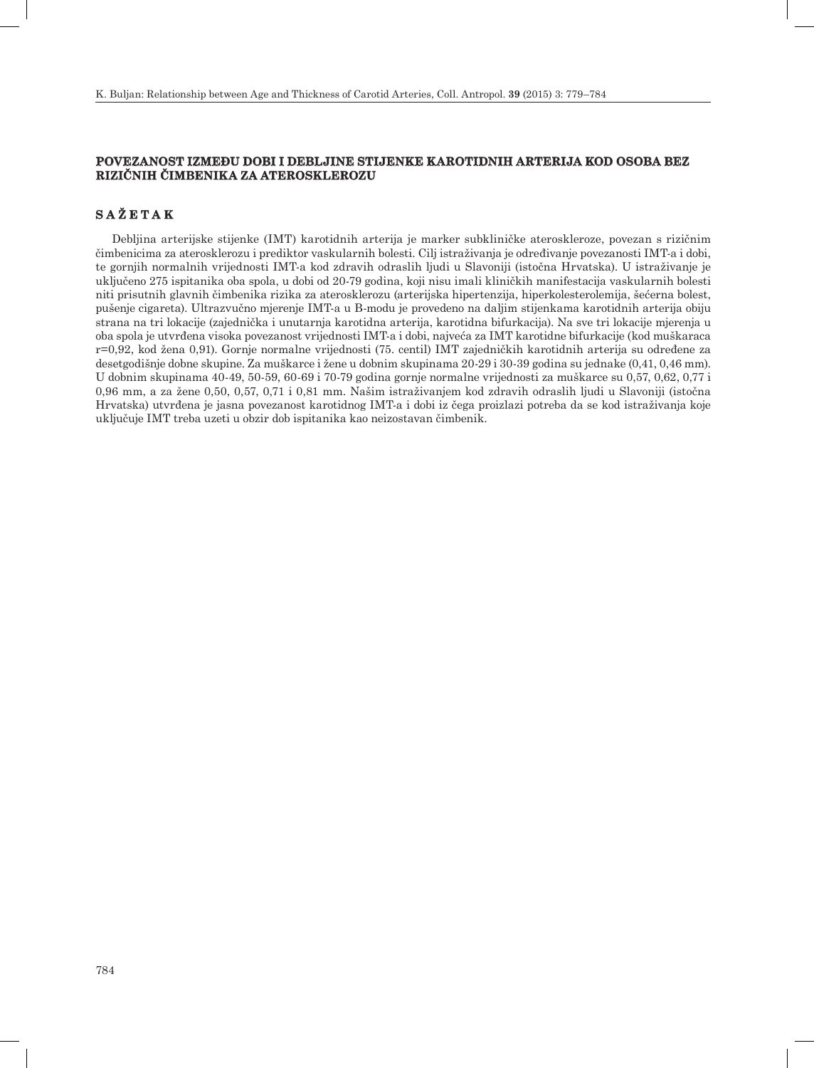## POVEZANOST IZMEĐU DOBI I DEBLJINE STIJENKE KAROTIDNIH ARTERIJA KOD OSOBA BEZ RIZIČNIH ČIMBENIKA ZA ATEROSKLEROZU

### S A Ž E T A K

Debljina arterijske stijenke (IMT) karotidnih arterija je marker subkliničke ateroskleroze, povezan s rizičnim čimbenicima za aterosklerozu i prediktor vaskularnih bolesti. Cilj istraživanja je određivanje povezanosti IMT-a i dobi, te gornjih normalnih vrijednosti IMT-a kod zdravih odraslih ljudi u Slavoniji (istočna Hrvatska). U istraživanje je uključeno 275 ispitanika oba spola, u dobi od 20-79 godina, koji nisu imali kliničkih manifestacija vaskularnih bolesti niti prisutnih glavnih čimbenika rizika za aterosklerozu (arterijska hipertenzija, hiperkolesterolemija, šećerna bolest, pušenje cigareta). Ultrazvučno mjerenje IMT-a u B-modu je provedeno na daljim stijenkama karotidnih arterija obiju strana na tri lokacije (zajednička i unutarnja karotidna arterija, karotidna bifurkacija). Na sve tri lokacije mjerenja u oba spola je utvrđena visoka povezanost vrijednosti IMT-a i dobi, najveća za IMT karotidne bifurkacije (kod muškaraca r=0,92, kod žena 0,91). Gornje normalne vrijednosti (75. centil) IMT zajedničkih karotidnih arterija su određene za desetgodišnje dobne skupine. Za muškarce i žene u dobnim skupinama 20-29 i 30-39 godina su jednake (0,41, 0,46 mm). U dobnim skupinama 40-49, 50-59, 60-69 i 70-79 godina gornje normalne vrijednosti za muškarce su 0,57, 0,62, 0,77 i 0,96 mm, a za žene 0,50, 0,57, 0,71 i 0,81 mm. Našim istraživanjem kod zdravih odraslih ljudi u Slavoniji (istočna Hrvatska) utvrđena je jasna povezanost karotidnog IMT-a i dobi iz čega proizlazi potreba da se kod istraživanja koje uključuje IMT treba uzeti u obzir dob ispitanika kao neizostavan čimbenik.